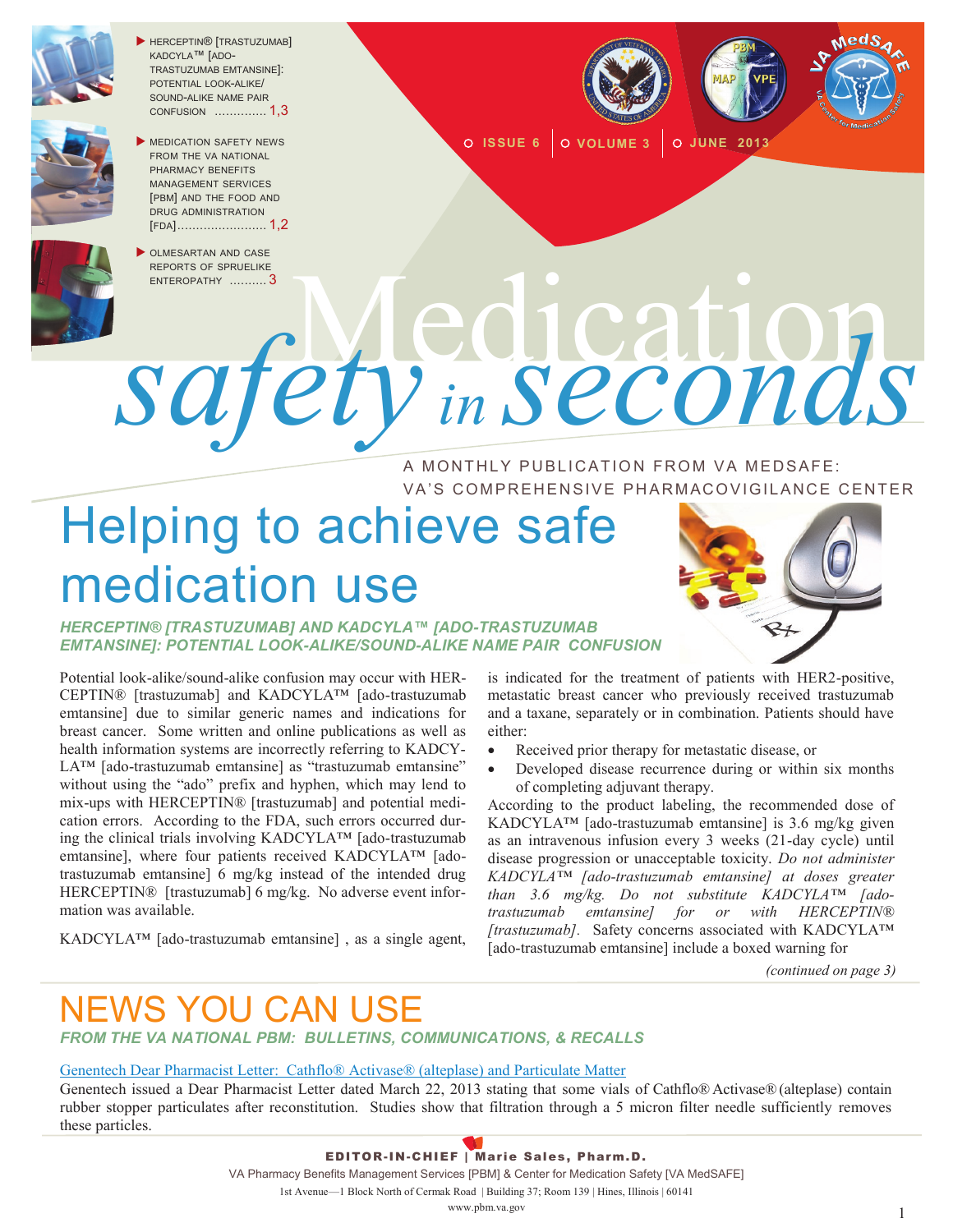- HERCEPTIN® [TRASTUZUMAB] KADCYLA™ [ADO-TRASTUZUMAB EMTANSINE]: POTENTIAL LOOK-ALIKE/ SOUND-ALIKE NAME PAIR CONFUSION .............. 1,3
- MEDICATION SAFETY NEWS FROM THE VA NATIONAL PHARMACY BENEFITS MANAGEMENT SERVICES [PBM] AND THE FOOD AND DRUG ADMINISTRATION [FDA]........................ 1,2
- OLMESARTAN AND CASE REPORTS OF SPRUELIKE ENTEROPATHY .......... 3

ISSUE 6 | VOLUME 3 | JUNE 2013

# Medication safety in seconds

A MONTHLY PUBLICATION FROM VA MEDSAFE: VA'S COMPREHENSIVE PHARMACOVIGILANCE CENTER

# Helping to achieve safe medication use

### *HERCEPTIN® [TRASTUZUMAB] AND KADCYLA™ [ADO-TRASTUZUMAB EMTANSINE]: POTENTIAL LOOK-ALIKE/SOUND-ALIKE NAME PAIR CONFUSION*

Potential look-alike/sound-alike confusion may occur with HERCEPTIN® [trastuzumab] and KADCYLA™ [ado-trastuzumab emtansine] due to similar generic names and indications for breast cancer. Some written and online publications as well as health information systems are incorrectly referring to KADCYLA™ [ado-trastuzumab emtansine] as "trastuzumab emtansine" without using the "ado" prefix and hyphen, which may lend to mix-ups with HERCEPTIN® [trastuzumab] and potential medication errors. According to the FDA, such errors occurred during the clinical trials involving KADCYLA™ [ado-trastuzumab emtansine], where four patients received KADCYLA™ [ado-trastuzumab emtansine] 6 mg/kg instead of the intended drug HERCEPTIN® [trastuzumab] 6 mg/kg. No adverse event information was available.

KADCYLA™ [ado-trastuzumab emtansine] , as a single agent, is indicated for the treatment of patients with HER2-positive, metastatic breast cancer who previously received trastuzumab and a taxane, separately or in combination. Patients should have either:

- Received prior therapy for metastatic disease, or
- Developed disease recurrence during or within six months of completing adjuvant therapy.

According to the product labeling, the recommended dose of KADCYLA™ [ado-trastuzumab emtansine] is 3.6 mg/kg given as an intravenous infusion every 3 weeks (21-day cycle) until disease progression or unacceptable toxicity. *Do not administer KADCYLA™ [ado-trastuzumab emtansine] at doses greater than 3.6 mg/kg. Do not substitute KADCYLA™ [ado-trastuzumab emtansine] for or with HERCEPTIN® [trastuzumab].* Safety concerns associated with KADCYLA™ [ado-trastuzumab emtansine] include a boxed warning for

*(continued on page 3)*

# NEWS YOU CAN USE

### *FROM THE VA NATIONAL PBM: BULLETINS, COMMUNICATIONS, & RECALLS*

Genentech Dear Pharmacist Letter: Cathflo® Activase® (alteplase) and Particulate Matter

Genentech issued a Dear Pharmacist Letter dated March 22, 2013 stating that some vials of Cathflo® Activase® (alteplase) contain rubber stopper particulates after reconstitution. Studies show that filtration through a 5 micron filter needle sufficiently removes these particles.

**EDITOR-IN-CHIEF | Marie Sales, Pharm.D.**

VA Pharmacy Benefits Management Services [PBM] & Center for Medication Safety [VA MedSAFE]

1st Avenue—1 Block North of Cermak Road | Building 37; Room 139 | Hines, Illinois | 60141

www.pbm.va.gov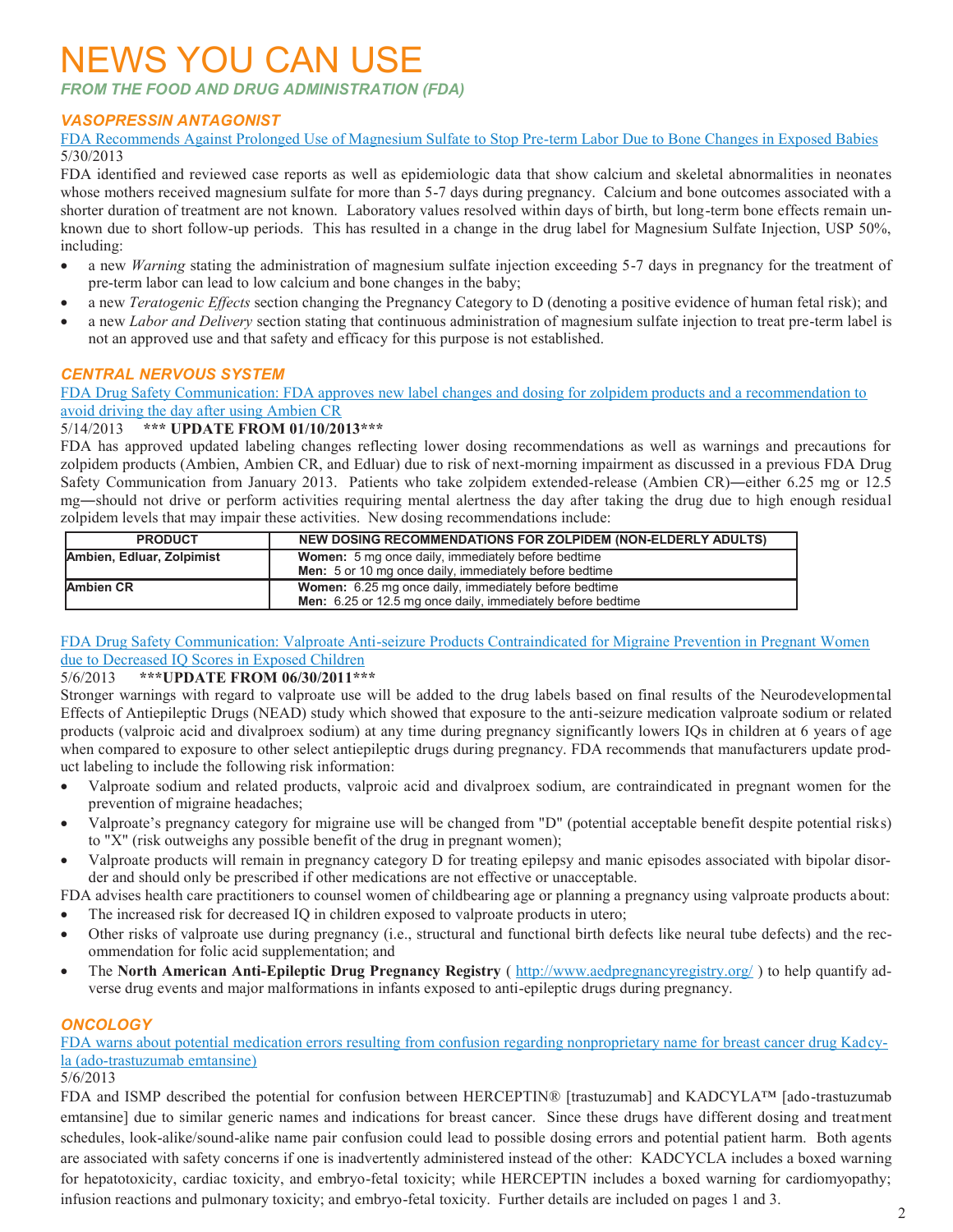# NEWS YOU CAN USE

***FROM THE FOOD AND DRUG ADMINISTRATION (FDA)***

### *VASOPRESSIN ANTAGONIST*

FDA Recommends Against Prolonged Use of Magnesium Sulfate to Stop Pre-term Labor Due to Bone Changes in Exposed Babies

5/30/2013

FDA identified and reviewed case reports as well as epidemiologic data that show calcium and skeletal abnormalities in neonates whose mothers received magnesium sulfate for more than 5-7 days during pregnancy. Calcium and bone outcomes associated with a shorter duration of treatment are not known. Laboratory values resolved within days of birth, but long-term bone effects remain unknown due to short follow-up periods. This has resulted in a change in the drug label for Magnesium Sulfate Injection, USP 50%, including:

- a new *Warning* stating the administration of magnesium sulfate injection exceeding 5-7 days in pregnancy for the treatment of pre-term labor can lead to low calcium and bone changes in the baby;
- a new *Teratogenic Effects* section changing the Pregnancy Category to D (denoting a positive evidence of human fetal risk); and
- a new *Labor and Delivery* section stating that continuous administration of magnesium sulfate injection to treat pre-term label is not an approved use and that safety and efficacy for this purpose is not established.

### *CENTRAL NERVOUS SYSTEM*

FDA Drug Safety Communication: FDA approves new label changes and dosing for zolpidem products and a recommendation to avoid driving the day after using Ambien CR

5/14/2013 **\*\*\* UPDATE FROM 01/10/2013\*\*\***

FDA has approved updated labeling changes reflecting lower dosing recommendations as well as warnings and precautions for zolpidem products (Ambien, Ambien CR, and Edluar) due to risk of next-morning impairment as discussed in a previous FDA Drug Safety Communication from January 2013. Patients who take zolpidem extended-release (Ambien CR)―either 6.25 mg or 12.5 mg―should not drive or perform activities requiring mental alertness the day after taking the drug due to high enough residual zolpidem levels that may impair these activities. New dosing recommendations include:

| PRODUCT | NEW DOSING RECOMMENDATIONS FOR ZOLPIDEM (NON-ELDERLY ADULTS) |
|---|---|
| **Ambien, Edluar, Zolpimist** | **Women:** 5 mg once daily, immediately before bedtime<br>**Men:** 5 or 10 mg once daily, immediately before bedtime |
| **Ambien CR** | **Women:** 6.25 mg once daily, immediately before bedtime<br>**Men:** 6.25 or 12.5 mg once daily, immediately before bedtime |

FDA Drug Safety Communication: Valproate Anti-seizure Products Contraindicated for Migraine Prevention in Pregnant Women due to Decreased IQ Scores in Exposed Children

5/6/2013 **\*\*\*UPDATE FROM 06/30/2011\*\*\***

Stronger warnings with regard to valproate use will be added to the drug labels based on final results of the Neurodevelopmental Effects of Antiepileptic Drugs (NEAD) study which showed that exposure to the anti-seizure medication valproate sodium or related products (valproic acid and divalproex sodium) at any time during pregnancy significantly lowers IQs in children at 6 years of age when compared to exposure to other select antiepileptic drugs during pregnancy. FDA recommends that manufacturers update product labeling to include the following risk information:

- Valproate sodium and related products, valproic acid and divalproex sodium, are contraindicated in pregnant women for the prevention of migraine headaches;
- Valproate's pregnancy category for migraine use will be changed from "D" (potential acceptable benefit despite potential risks) to "X" (risk outweighs any possible benefit of the drug in pregnant women);
- Valproate products will remain in pregnancy category D for treating epilepsy and manic episodes associated with bipolar disorder and should only be prescribed if other medications are not effective or unacceptable.

FDA advises health care practitioners to counsel women of childbearing age or planning a pregnancy using valproate products about:

- The increased risk for decreased IQ in children exposed to valproate products in utero;
- Other risks of valproate use during pregnancy (i.e., structural and functional birth defects like neural tube defects) and the recommendation for folic acid supplementation; and
- The **North American Anti-Epileptic Drug Pregnancy Registry** ( http://www.aedpregnancyregistry.org/ ) to help quantify adverse drug events and major malformations in infants exposed to anti-epileptic drugs during pregnancy.

### *ONCOLOGY*

FDA warns about potential medication errors resulting from confusion regarding nonproprietary name for breast cancer drug Kadcyla (ado-trastuzumab emtansine)

5/6/2013

FDA and ISMP described the potential for confusion between HERCEPTIN® [trastuzumab] and KADCYLA™ [ado-trastuzumab emtansine] due to similar generic names and indications for breast cancer. Since these drugs have different dosing and treatment schedules, look-alike/sound-alike name pair confusion could lead to possible dosing errors and potential patient harm. Both agents are associated with safety concerns if one is inadvertently administered instead of the other: KADCYCLA includes a boxed warning for hepatotoxicity, cardiac toxicity, and embryo-fetal toxicity; while HERCEPTIN includes a boxed warning for cardiomyopathy; infusion reactions and pulmonary toxicity; and embryo-fetal toxicity. Further details are included on pages 1 and 3.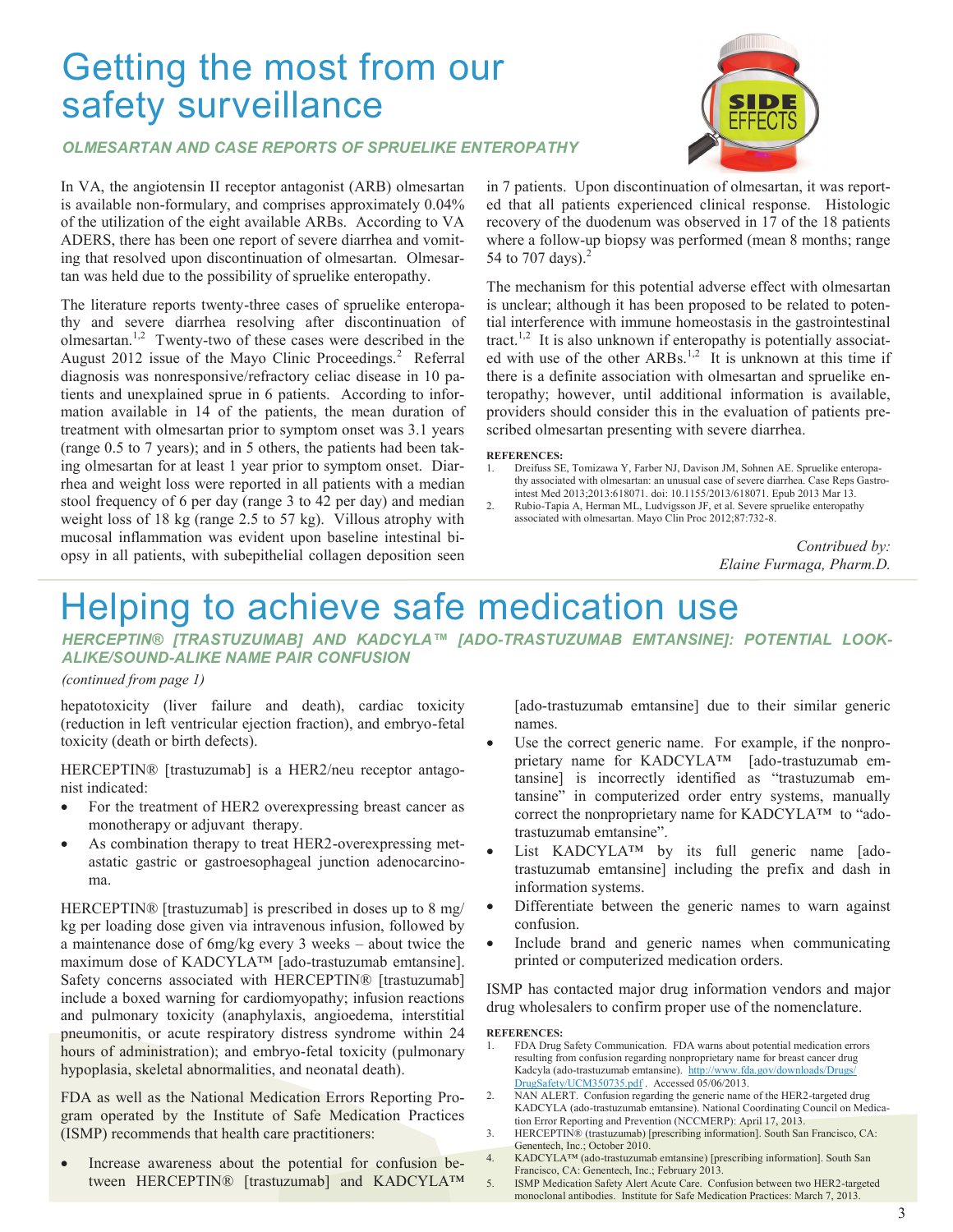# Getting the most from our safety surveillance

## OLMESARTAN AND CASE REPORTS OF SPRUELIKE ENTEROPATHY

In VA, the angiotensin II receptor antagonist (ARB) olmesartan is available non-formulary, and comprises approximately 0.04% of the utilization of the eight available ARBs. According to VA ADERS, there has been one report of severe diarrhea and vomiting that resolved upon discontinuation of olmesartan. Olmesartan was held due to the possibility of spruelike enteropathy.

The literature reports twenty-three cases of spruelike enteropathy and severe diarrhea resolving after discontinuation of olmesartan.[1,2] Twenty-two of these cases were described in the August 2012 issue of the Mayo Clinic Proceedings.[2] Referral diagnosis was nonresponsive/refractory celiac disease in 10 patients and unexplained sprue in 6 patients. According to information available in 14 of the patients, the mean duration of treatment with olmesartan prior to symptom onset was 3.1 years (range 0.5 to 7 years); and in 5 others, the patients had been taking olmesartan for at least 1 year prior to symptom onset. Diarrhea and weight loss were reported in all patients with a median stool frequency of 6 per day (range 3 to 42 per day) and median weight loss of 18 kg (range 2.5 to 57 kg). Villous atrophy with mucosal inflammation was evident upon baseline intestinal biopsy in all patients, with subepithelial collagen deposition seen in 7 patients. Upon discontinuation of olmesartan, it was reported that all patients experienced clinical response. Histologic recovery of the duodenum was observed in 17 of the 18 patients where a follow-up biopsy was performed (mean 8 months; range 54 to 707 days).[2]

The mechanism for this potential adverse effect with olmesartan is unclear; although it has been proposed to be related to potential interference with immune homeostasis in the gastrointestinal tract.[1,2] It is also unknown if enteropathy is potentially associated with use of the other ARBs.[1,2] It is unknown at this time if there is a definite association with olmesartan and spruelike enteropathy; however, until additional information is available, providers should consider this in the evaluation of patients prescribed olmesartan presenting with severe diarrhea.

**REFERENCES:**

1. Dreifuss SE, Tomizawa Y, Farber NJ, Davison JM, Sohnen AE. Spruelike enteropathy associated with olmesartan: an unusual case of severe diarrhea. Case Reps Gastrointest Med 2013;2013:618071. doi: 10.1155/2013/618071. Epub 2013 Mar 13.
2. Rubio-Tapia A, Herman ML, Ludvigsson JF, et al. Severe spruelike enteropathy associated with olmesartan. Mayo Clin Proc 2012;87:732-8.

*Contributed by:*
*Elaine Furmaga, Pharm.D.*

# Helping to achieve safe medication use

## HERCEPTIN® [TRASTUZUMAB] AND KADCYLA™ [ADO-TRASTUZUMAB EMTANSINE]: POTENTIAL LOOK-ALIKE/SOUND-ALIKE NAME PAIR CONFUSION

*(continued from page 1)*

hepatotoxicity (liver failure and death), cardiac toxicity (reduction in left ventricular ejection fraction), and embryo-fetal toxicity (death or birth defects).

HERCEPTIN® [trastuzumab] is a HER2/neu receptor antagonist indicated:

- For the treatment of HER2 overexpressing breast cancer as monotherapy or adjuvant therapy.
- As combination therapy to treat HER2-overexpressing metastatic gastric or gastroesophageal junction adenocarcinoma.

HERCEPTIN® [trastuzumab] is prescribed in doses up to 8 mg/kg per loading dose given via intravenous infusion, followed by a maintenance dose of 6mg/kg every 3 weeks – about twice the maximum dose of KADCYLA™ [ado-trastuzumab emtansine]. Safety concerns associated with HERCEPTIN® [trastuzumab] include a boxed warning for cardiomyopathy; infusion reactions and pulmonary toxicity (anaphylaxis, angioedema, interstitial pneumonitis, or acute respiratory distress syndrome within 24 hours of administration); and embryo-fetal toxicity (pulmonary hypoplasia, skeletal abnormalities, and neonatal death).

FDA as well as the National Medication Errors Reporting Program operated by the Institute of Safe Medication Practices (ISMP) recommends that health care practitioners:

- Increase awareness about the potential for confusion between HERCEPTIN® [trastuzumab] and KADCYLA™ [ado-trastuzumab emtansine] due to their similar generic names.
- Use the correct generic name. For example, if the nonproprietary name for KADCYLA™ [ado-trastuzumab emtansine] is incorrectly identified as "trastuzumab emtansine" in computerized order entry systems, manually correct the nonproprietary name for KADCYLA™ to "ado-trastuzumab emtansine".
- List KADCYLA™ by its full generic name [ado-trastuzumab emtansine] including the prefix and dash in information systems.
- Differentiate between the generic names to warn against confusion.
- Include brand and generic names when communicating printed or computerized medication orders.

ISMP has contacted major drug information vendors and major drug wholesalers to confirm proper use of the nomenclature.

**REFERENCES:**

1. FDA Drug Safety Communication. FDA warns about potential medication errors resulting from confusion regarding nonproprietary name for breast cancer drug Kadcyla (ado-trastuzumab emtansine). http://www.fda.gov/downloads/Drugs/DrugSafety/UCM350735.pdf . Accessed 05/06/2013.
2. NAN ALERT. Confusion regarding the generic name of the HER2-targeted drug KADCYLA (ado-trastuzumab emtansine). National Coordinating Council on Medication Error Reporting and Prevention (NCCMERP): April 17, 2013.
3. HERCEPTIN® (trastuzumab) [prescribing information]. South San Francisco, CA: Genentech, Inc.; October 2010.
4. KADCYLA™ (ado-trastuzumab emtansine) [prescribing information]. South San Francisco, CA: Genentech, Inc.; February 2013.
5. ISMP Medication Safety Alert Acute Care. Confusion between two HER2-targeted monoclonal antibodies. Institute for Safe Medication Practices: March 7, 2013.